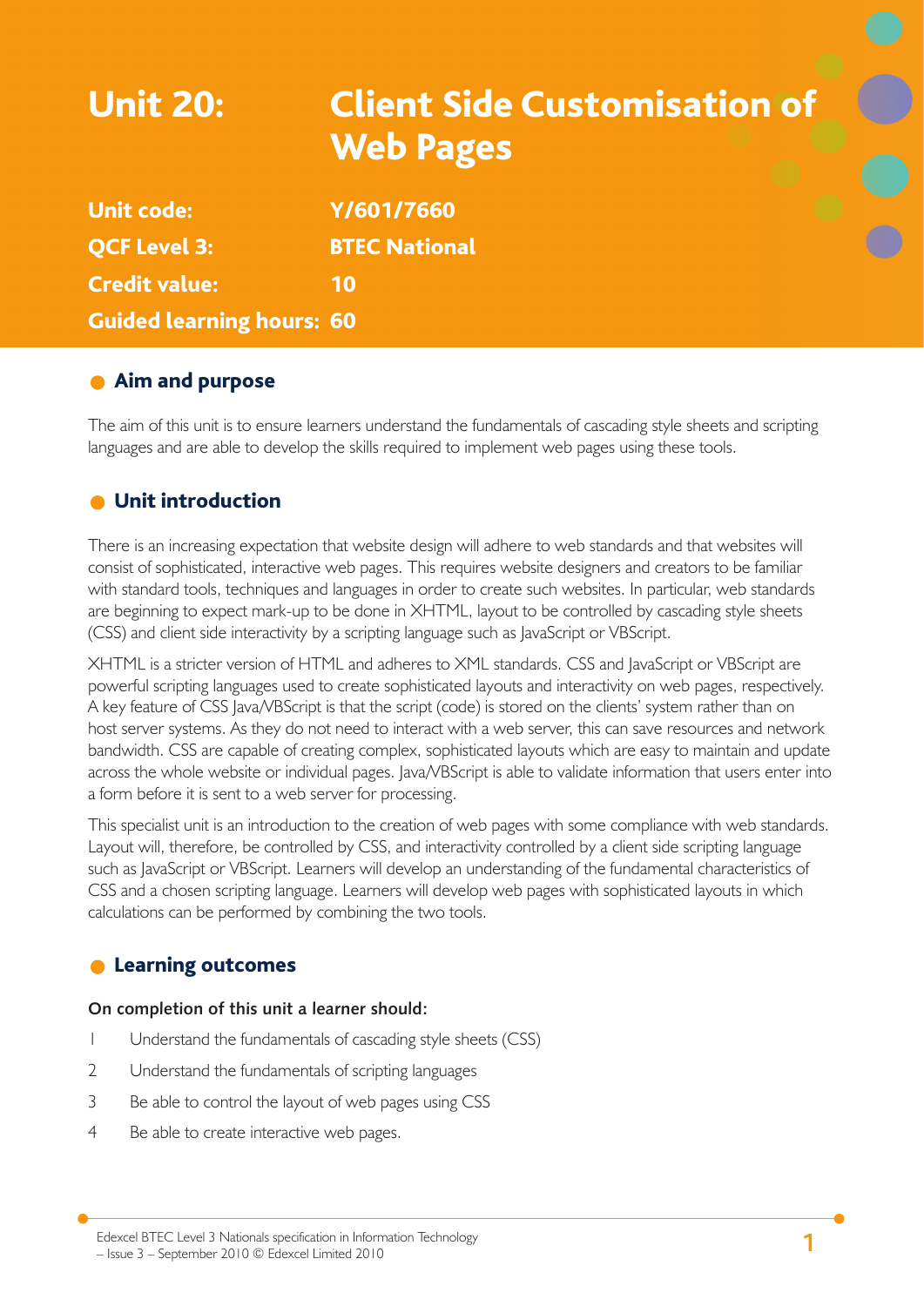# Unit 20: Client Side Customisation of Web Pages

**Unit code:** Y/601/7660

**QCF Level 3:** BTEC National

**Credit value:** 10

**Guided learning hours:** 60

## Aim and purpose

The aim of this unit is to ensure learners understand the fundamentals of cascading style sheets and scripting languages and are able to develop the skills required to implement web pages using these tools.

## Unit introduction

There is an increasing expectation that website design will adhere to web standards and that websites will consist of sophisticated, interactive web pages. This requires website designers and creators to be familiar with standard tools, techniques and languages in order to create such websites. In particular, web standards are beginning to expect mark-up to be done in XHTML, layout to be controlled by cascading style sheets (CSS) and client side interactivity by a scripting language such as JavaScript or VBScript.

XHTML is a stricter version of HTML and adheres to XML standards. CSS and JavaScript or VBScript are powerful scripting languages used to create sophisticated layouts and interactivity on web pages, respectively. A key feature of CSS Java/VBScript is that the script (code) is stored on the clients' system rather than on host server systems. As they do not need to interact with a web server, this can save resources and network bandwidth. CSS are capable of creating complex, sophisticated layouts which are easy to maintain and update across the whole website or individual pages. Java/VBScript is able to validate information that users enter into a form before it is sent to a web server for processing.

This specialist unit is an introduction to the creation of web pages with some compliance with web standards. Layout will, therefore, be controlled by CSS, and interactivity controlled by a client side scripting language such as JavaScript or VBScript. Learners will develop an understanding of the fundamental characteristics of CSS and a chosen scripting language. Learners will develop web pages with sophisticated layouts in which calculations can be performed by combining the two tools.

## Learning outcomes

**On completion of this unit a learner should:**

1 Understand the fundamentals of cascading style sheets (CSS)

2 Understand the fundamentals of scripting languages

3 Be able to control the layout of web pages using CSS

4 Be able to create interactive web pages.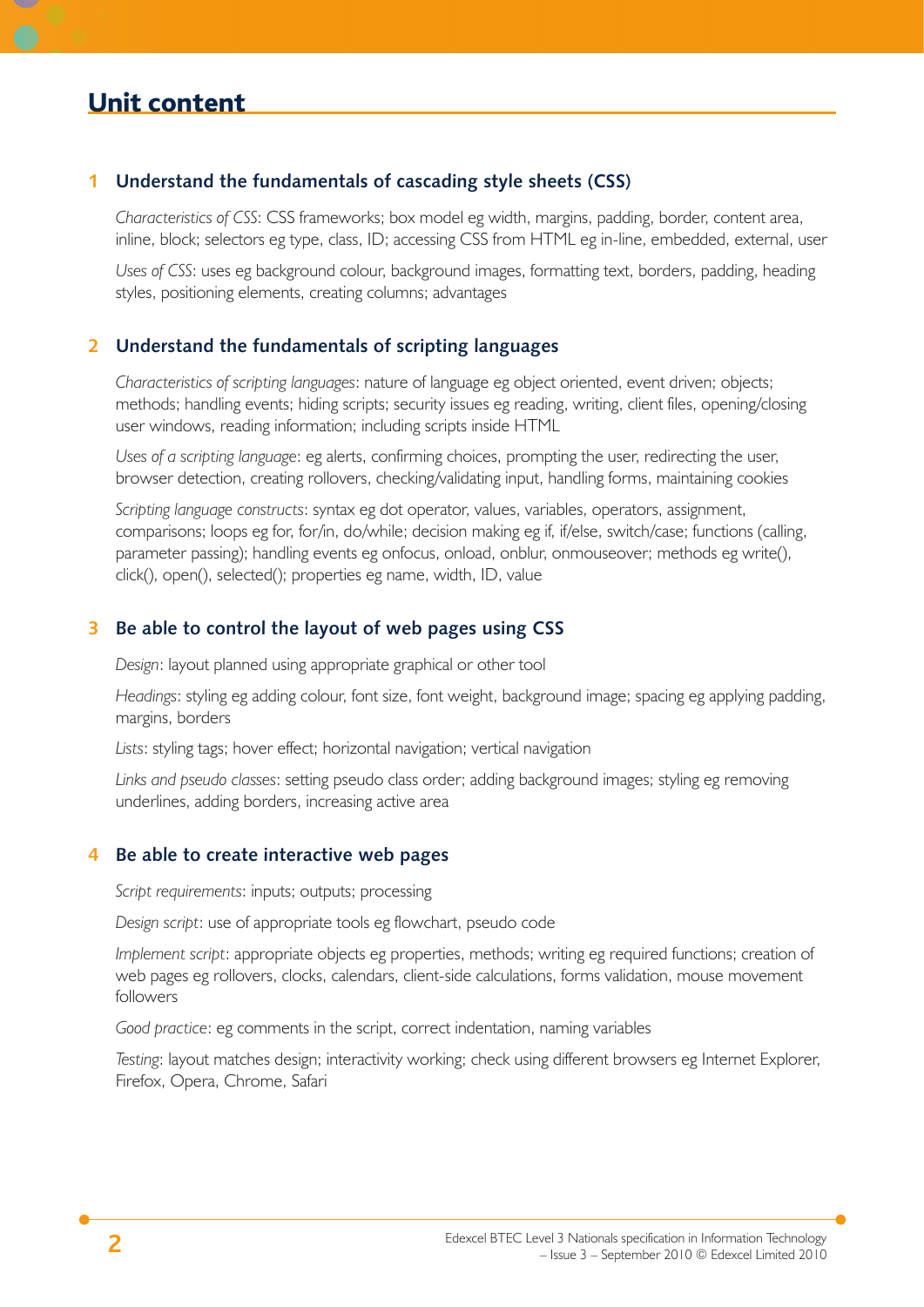## Unit content

### 1 Understand the fundamentals of cascading style sheets (CSS)

*Characteristics of CSS*: CSS frameworks; box model eg width, margins, padding, border, content area, inline, block; selectors eg type, class, ID; accessing CSS from HTML eg in-line, embedded, external, user

*Uses of CSS*: uses eg background colour, background images, formatting text, borders, padding, heading styles, positioning elements, creating columns; advantages

### 2 Understand the fundamentals of scripting languages

*Characteristics of scripting languages*: nature of language eg object oriented, event driven; objects; methods; handling events; hiding scripts; security issues eg reading, writing, client files, opening/closing user windows, reading information; including scripts inside HTML

*Uses of a scripting language*: eg alerts, confirming choices, prompting the user, redirecting the user, browser detection, creating rollovers, checking/validating input, handling forms, maintaining cookies

*Scripting language constructs*: syntax eg dot operator, values, variables, operators, assignment, comparisons; loops eg for, for/in, do/while; decision making eg if, if/else, switch/case; functions (calling, parameter passing); handling events eg onfocus, onload, onblur, onmouseover; methods eg write(), click(), open(), selected(); properties eg name, width, ID, value

### 3 Be able to control the layout of web pages using CSS

*Design*: layout planned using appropriate graphical or other tool

*Headings*: styling eg adding colour, font size, font weight, background image; spacing eg applying padding, margins, borders

*Lists*: styling tags; hover effect; horizontal navigation; vertical navigation

*Links and pseudo classes*: setting pseudo class order; adding background images; styling eg removing underlines, adding borders, increasing active area

### 4 Be able to create interactive web pages

*Script requirements*: inputs; outputs; processing

*Design script*: use of appropriate tools eg flowchart, pseudo code

*Implement script*: appropriate objects eg properties, methods; writing eg required functions; creation of web pages eg rollovers, clocks, calendars, client-side calculations, forms validation, mouse movement followers

*Good practice*: eg comments in the script, correct indentation, naming variables

*Testing*: layout matches design; interactivity working; check using different browsers eg Internet Explorer, Firefox, Opera, Chrome, Safari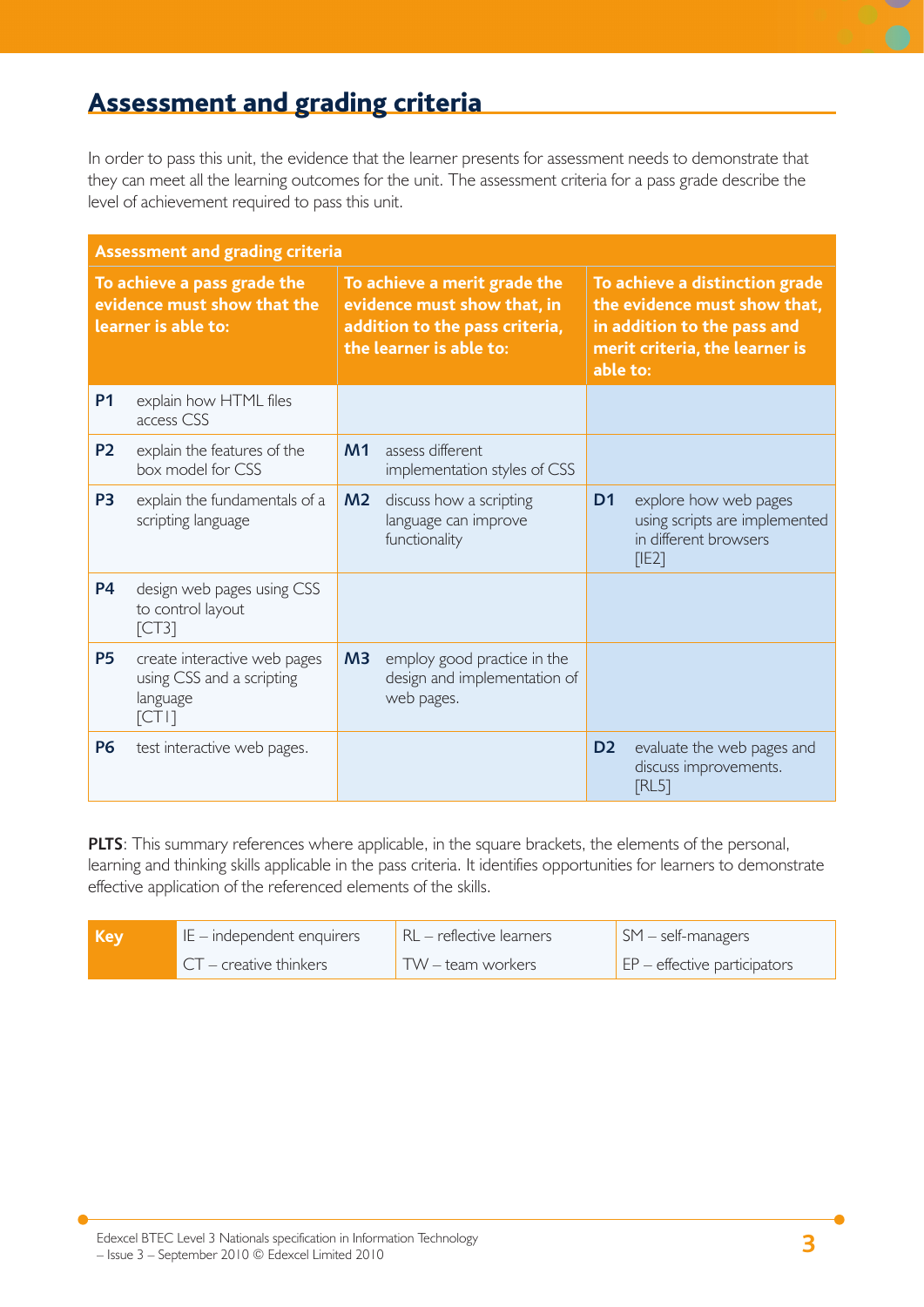## Assessment and grading criteria

In order to pass this unit, the evidence that the learner presents for assessment needs to demonstrate that they can meet all the learning outcomes for the unit. The assessment criteria for a pass grade describe the level of achievement required to pass this unit.

| **Assessment and grading criteria** | | | | | |
|---|---|---|---|---|---|
| **To achieve a pass grade the evidence must show that the learner is able to:** | | **To achieve a merit grade the evidence must show that, in addition to the pass criteria, the learner is able to:** | | **To achieve a distinction grade the evidence must show that, in addition to the pass and merit criteria, the learner is able to:** | |
| **P1** | explain how HTML files access CSS | | | | |
| **P2** | explain the features of the box model for CSS | **M1** | assess different implementation styles of CSS | | |
| **P3** | explain the fundamentals of a scripting language | **M2** | discuss how a scripting language can improve functionality | **D1** | explore how web pages using scripts are implemented in different browsers [IE2] |
| **P4** | design web pages using CSS to control layout [CT3] | | | | |
| **P5** | create interactive web pages using CSS and a scripting language [CT1] | **M3** | employ good practice in the design and implementation of web pages. | | |
| **P6** | test interactive web pages. | | | **D2** | evaluate the web pages and discuss improvements. [RL5] |

**PLTS**: This summary references where applicable, in the square brackets, the elements of the personal, learning and thinking skills applicable in the pass criteria. It identifies opportunities for learners to demonstrate effective application of the referenced elements of the skills.

| **Key** | IE – independent enquirers | RL – reflective learners | SM – self-managers |
|---|---|---|---|
| | CT – creative thinkers | TW – team workers | EP – effective participators |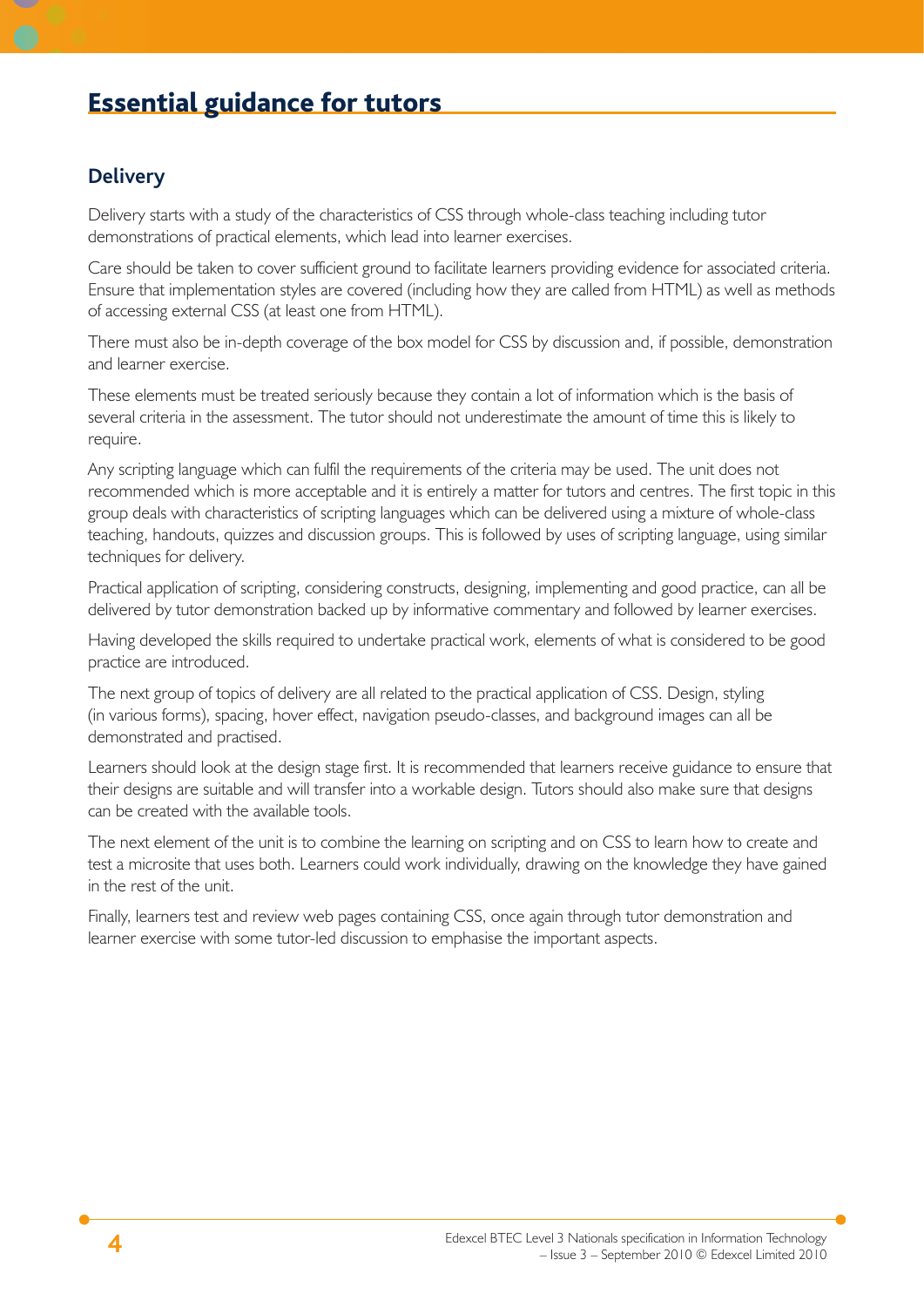# Essential guidance for tutors

## Delivery

Delivery starts with a study of the characteristics of CSS through whole-class teaching including tutor demonstrations of practical elements, which lead into learner exercises.

Care should be taken to cover sufficient ground to facilitate learners providing evidence for associated criteria. Ensure that implementation styles are covered (including how they are called from HTML) as well as methods of accessing external CSS (at least one from HTML).

There must also be in-depth coverage of the box model for CSS by discussion and, if possible, demonstration and learner exercise.

These elements must be treated seriously because they contain a lot of information which is the basis of several criteria in the assessment. The tutor should not underestimate the amount of time this is likely to require.

Any scripting language which can fulfil the requirements of the criteria may be used. The unit does not recommended which is more acceptable and it is entirely a matter for tutors and centres. The first topic in this group deals with characteristics of scripting languages which can be delivered using a mixture of whole-class teaching, handouts, quizzes and discussion groups. This is followed by uses of scripting language, using similar techniques for delivery.

Practical application of scripting, considering constructs, designing, implementing and good practice, can all be delivered by tutor demonstration backed up by informative commentary and followed by learner exercises.

Having developed the skills required to undertake practical work, elements of what is considered to be good practice are introduced.

The next group of topics of delivery are all related to the practical application of CSS. Design, styling (in various forms), spacing, hover effect, navigation pseudo-classes, and background images can all be demonstrated and practised.

Learners should look at the design stage first. It is recommended that learners receive guidance to ensure that their designs are suitable and will transfer into a workable design. Tutors should also make sure that designs can be created with the available tools.

The next element of the unit is to combine the learning on scripting and on CSS to learn how to create and test a microsite that uses both. Learners could work individually, drawing on the knowledge they have gained in the rest of the unit.

Finally, learners test and review web pages containing CSS, once again through tutor demonstration and learner exercise with some tutor-led discussion to emphasise the important aspects.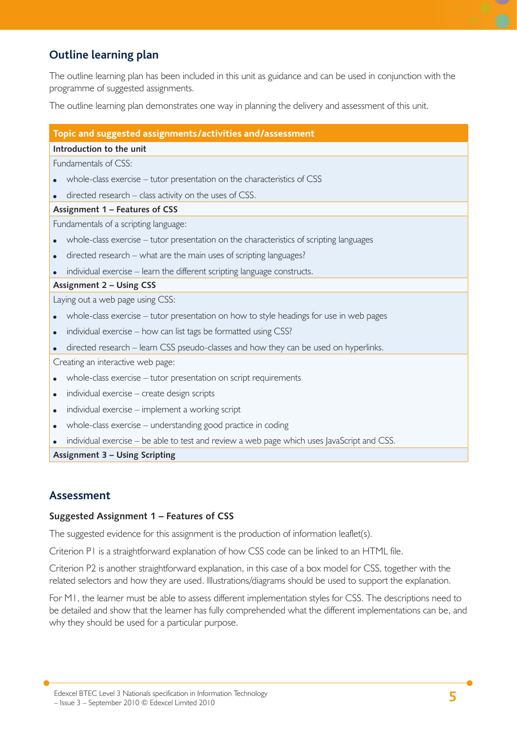## Outline learning plan

The outline learning plan has been included in this unit as guidance and can be used in conjunction with the programme of suggested assignments.

The outline learning plan demonstrates one way in planning the delivery and assessment of this unit.

| Topic and suggested assignments/activities and/assessment |
|---|
| **Introduction to the unit** |
| Fundamentals of CSS:<br>• whole-class exercise – tutor presentation on the characteristics of CSS<br>• directed research – class activity on the uses of CSS. |
| **Assignment 1 – Features of CSS** |
| Fundamentals of a scripting language:<br>• whole-class exercise – tutor presentation on the characteristics of scripting languages<br>• directed research – what are the main uses of scripting languages?<br>• individual exercise – learn the different scripting language constructs. |
| **Assignment 2 – Using CSS** |
| Laying out a web page using CSS:<br>• whole-class exercise – tutor presentation on how to style headings for use in web pages<br>• individual exercise – how can list tags be formatted using CSS?<br>• directed research – learn CSS pseudo-classes and how they can be used on hyperlinks. |
| Creating an interactive web page:<br>• whole-class exercise – tutor presentation on script requirements<br>• individual exercise – create design scripts<br>• individual exercise – implement a working script<br>• whole-class exercise – understanding good practice in coding<br>• individual exercise – be able to test and review a web page which uses JavaScript and CSS. |
| **Assignment 3 – Using Scripting** |

## Assessment

### Suggested Assignment 1 – Features of CSS

The suggested evidence for this assignment is the production of information leaflet(s).

Criterion P1 is a straightforward explanation of how CSS code can be linked to an HTML file.

Criterion P2 is another straightforward explanation, in this case of a box model for CSS, together with the related selectors and how they are used. Illustrations/diagrams should be used to support the explanation.

For M1, the learner must be able to assess different implementation styles for CSS. The descriptions need to be detailed and show that the learner has fully comprehended what the different implementations can be, and why they should be used for a particular purpose.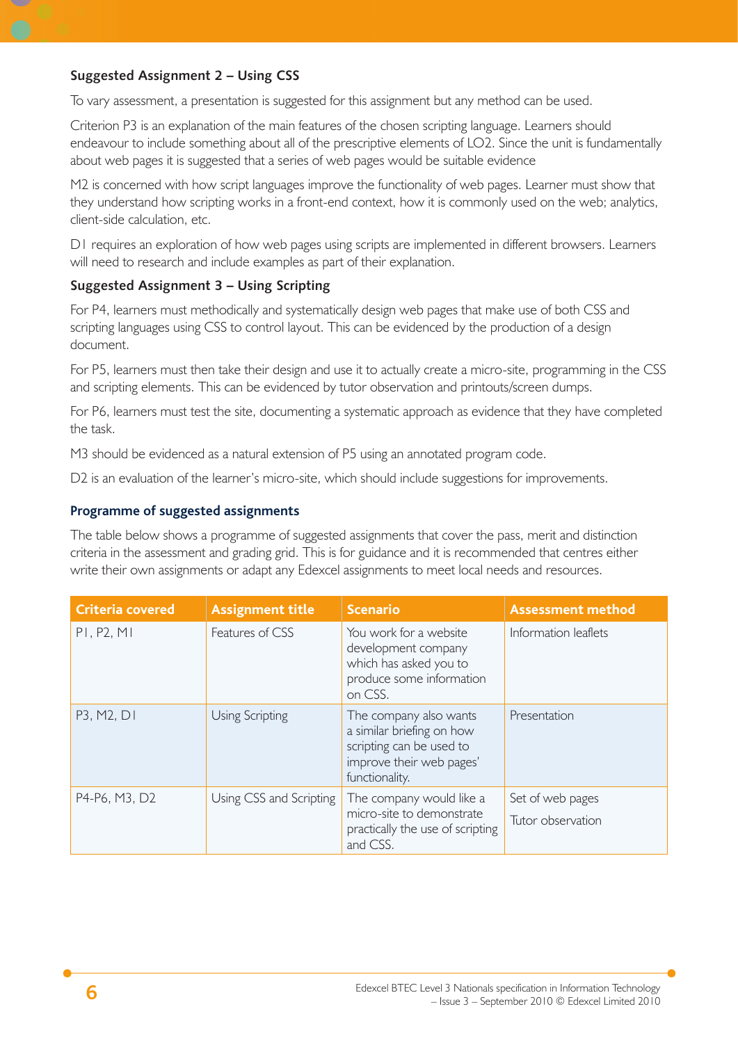### Suggested Assignment 2 – Using CSS

To vary assessment, a presentation is suggested for this assignment but any method can be used.

Criterion P3 is an explanation of the main features of the chosen scripting language. Learners should endeavour to include something about all of the prescriptive elements of LO2. Since the unit is fundamentally about web pages it is suggested that a series of web pages would be suitable evidence

M2 is concerned with how script languages improve the functionality of web pages. Learner must show that they understand how scripting works in a front-end context, how it is commonly used on the web; analytics, client-side calculation, etc.

D1 requires an exploration of how web pages using scripts are implemented in different browsers. Learners will need to research and include examples as part of their explanation.

### Suggested Assignment 3 – Using Scripting

For P4, learners must methodically and systematically design web pages that make use of both CSS and scripting languages using CSS to control layout. This can be evidenced by the production of a design document.

For P5, learners must then take their design and use it to actually create a micro-site, programming in the CSS and scripting elements. This can be evidenced by tutor observation and printouts/screen dumps.

For P6, learners must test the site, documenting a systematic approach as evidence that they have completed the task.

M3 should be evidenced as a natural extension of P5 using an annotated program code.

D2 is an evaluation of the learner's micro-site, which should include suggestions for improvements.

## Programme of suggested assignments

The table below shows a programme of suggested assignments that cover the pass, merit and distinction criteria in the assessment and grading grid. This is for guidance and it is recommended that centres either write their own assignments or adapt any Edexcel assignments to meet local needs and resources.

| Criteria covered | Assignment title | Scenario | Assessment method |
|---|---|---|---|
| P1, P2, M1 | Features of CSS | You work for a website development company which has asked you to produce some information on CSS. | Information leaflets |
| P3, M2, D1 | Using Scripting | The company also wants a similar briefing on how scripting can be used to improve their web pages' functionality. | Presentation |
| P4-P6, M3, D2 | Using CSS and Scripting | The company would like a micro-site to demonstrate practically the use of scripting and CSS. | Set of web pages<br>Tutor observation |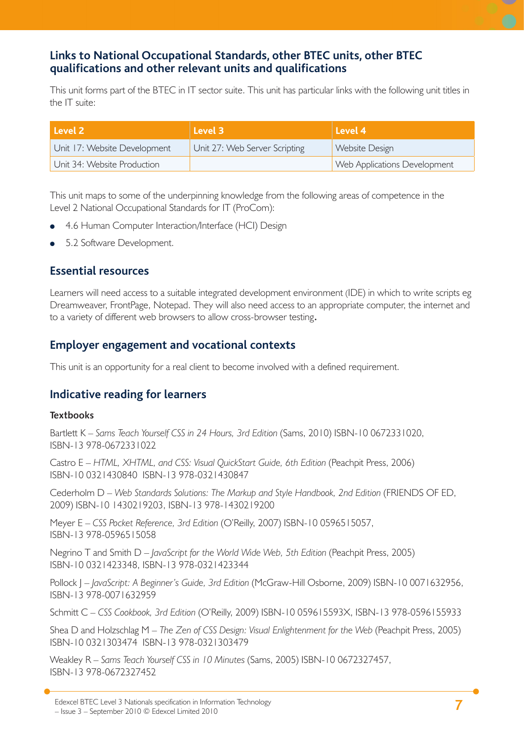## Links to National Occupational Standards, other BTEC units, other BTEC qualifications and other relevant units and qualifications

This unit forms part of the BTEC in IT sector suite. This unit has particular links with the following unit titles in the IT suite:

| Level 2 | Level 3 | Level 4 |
|---|---|---|
| Unit 17: Website Development | Unit 27: Web Server Scripting | Website Design |
| Unit 34: Website Production | | Web Applications Development |

This unit maps to some of the underpinning knowledge from the following areas of competence in the Level 2 National Occupational Standards for IT (ProCom):

- 4.6 Human Computer Interaction/Interface (HCI) Design
- 5.2 Software Development.

## Essential resources

Learners will need access to a suitable integrated development environment (IDE) in which to write scripts eg Dreamweaver, FrontPage, Notepad. They will also need access to an appropriate computer, the internet and to a variety of different web browsers to allow cross-browser testing.

## Employer engagement and vocational contexts

This unit is an opportunity for a real client to become involved with a defined requirement.

## Indicative reading for learners

### Textbooks

Bartlett K – *Sams Teach Yourself CSS in 24 Hours, 3rd Edition* (Sams, 2010) ISBN-10 0672331020, ISBN-13 978-0672331022

Castro E – *HTML, XHTML, and CSS: Visual QuickStart Guide, 6th Edition* (Peachpit Press, 2006) ISBN-10 0321430840 ISBN-13 978-0321430847

Cederholm D – *Web Standards Solutions: The Markup and Style Handbook, 2nd Edition* (FRIENDS OF ED, 2009) ISBN-10 1430219203, ISBN-13 978-1430219200

Meyer E – *CSS Pocket Reference, 3rd Edition* (O'Reilly, 2007) ISBN-10 0596515057, ISBN-13 978-0596515058

Negrino T and Smith D – *JavaScript for the World Wide Web, 5th Edition* (Peachpit Press, 2005) ISBN-10 0321423348, ISBN-13 978-0321423344

Pollock J – *JavaScript: A Beginner's Guide, 3rd Edition* (McGraw-Hill Osborne, 2009) ISBN-10 0071632956, ISBN-13 978-0071632959

Schmitt C – *CSS Cookbook, 3rd Edition* (O'Reilly, 2009) ISBN-10 059615593X, ISBN-13 978-0596155933

Shea D and Holzschlag M – *The Zen of CSS Design: Visual Enlightenment for the Web* (Peachpit Press, 2005) ISBN-10 0321303474 ISBN-13 978-0321303479

Weakley R – *Sams Teach Yourself CSS in 10 Minutes* (Sams, 2005) ISBN-10 0672327457, ISBN-13 978-0672327452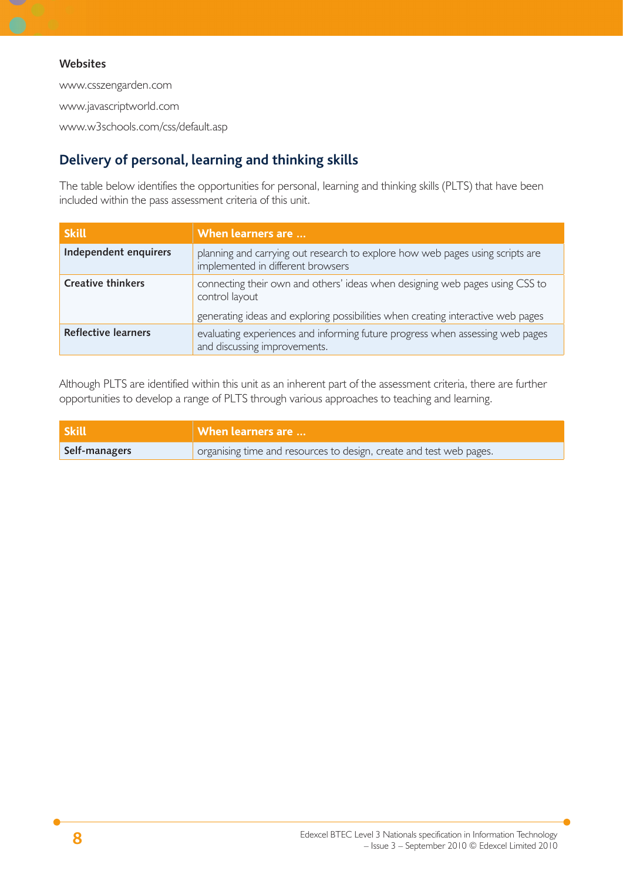**Websites**

www.csszengarden.com

www.javascriptworld.com

www.w3schools.com/css/default.asp

## Delivery of personal, learning and thinking skills

The table below identifies the opportunities for personal, learning and thinking skills (PLTS) that have been included within the pass assessment criteria of this unit.

| Skill | When learners are … |
|---|---|
| **Independent enquirers** | planning and carrying out research to explore how web pages using scripts are implemented in different browsers |
| **Creative thinkers** | connecting their own and others' ideas when designing web pages using CSS to control layout<br><br>generating ideas and exploring possibilities when creating interactive web pages |
| **Reflective learners** | evaluating experiences and informing future progress when assessing web pages and discussing improvements. |

Although PLTS are identified within this unit as an inherent part of the assessment criteria, there are further opportunities to develop a range of PLTS through various approaches to teaching and learning.

| Skill | When learners are … |
|---|---|
| **Self-managers** | organising time and resources to design, create and test web pages. |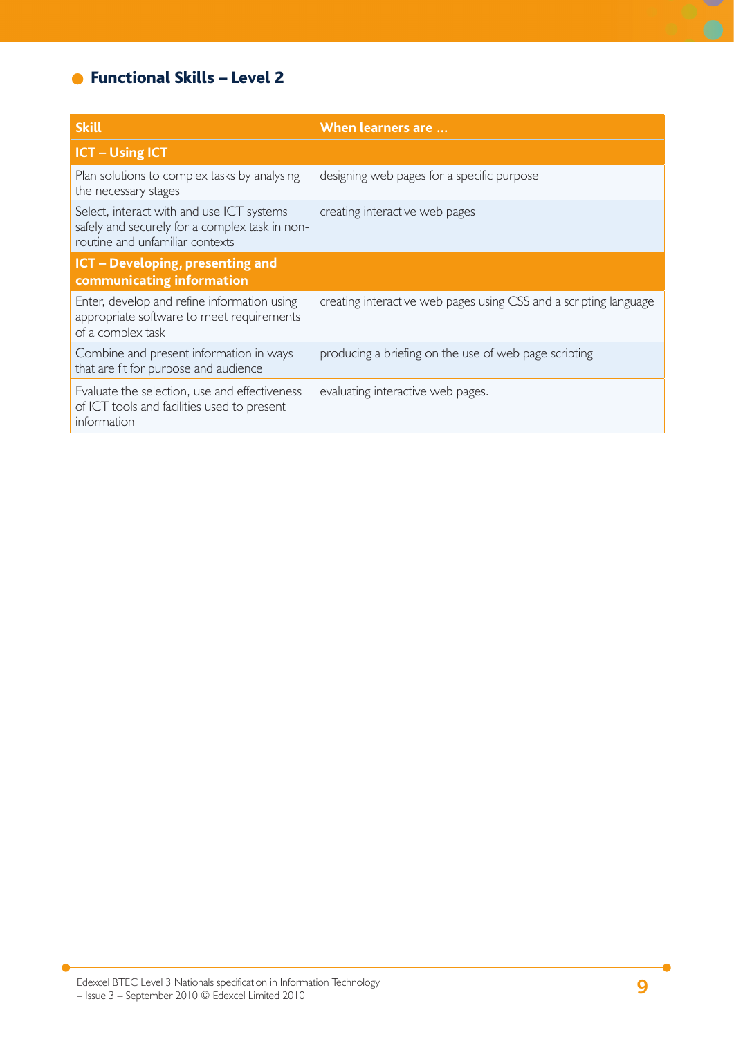## Functional Skills – Level 2

| Skill | When learners are … |
|---|---|
| **ICT – Using ICT** | |
| Plan solutions to complex tasks by analysing the necessary stages | designing web pages for a specific purpose |
| Select, interact with and use ICT systems safely and securely for a complex task in non-routine and unfamiliar contexts | creating interactive web pages |
| **ICT – Developing, presenting and communicating information** | |
| Enter, develop and refine information using appropriate software to meet requirements of a complex task | creating interactive web pages using CSS and a scripting language |
| Combine and present information in ways that are fit for purpose and audience | producing a briefing on the use of web page scripting |
| Evaluate the selection, use and effectiveness of ICT tools and facilities used to present information | evaluating interactive web pages. |